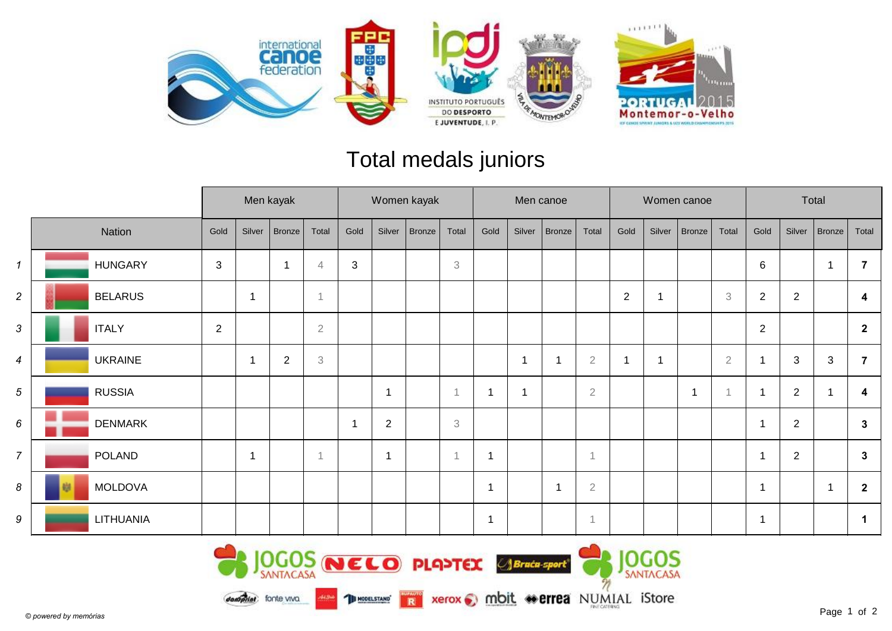# Total medals juniors

| | Nation | Men kayak | | | | Women kayak | | | | Men canoe | | | | Women canoe | | | | Total | | | |
|---|---|---|---|---|---|---|---|---|---|---|---|---|---|---|---|---|---|---|---|---|---|
| | | Gold | Silver | Bronze | Total | Gold | Silver | Bronze | Total | Gold | Silver | Bronze | Total | Gold | Silver | Bronze | Total | Gold | Silver | Bronze | Total |
| 1 | HUNGARY | 3 | | 1 | 4 | 3 | | | 3 | | | | | | | | | 6 | | 1 | **7** |
| 2 | BELARUS | | 1 | | 1 | | | | | | | | | 2 | 1 | | 3 | 2 | 2 | | **4** |
| 3 | ITALY | 2 | | | 2 | | | | | | | | | | | | | 2 | | | **2** |
| 4 | UKRAINE | | 1 | 2 | 3 | | | | | | 1 | 1 | 2 | 1 | 1 | | 2 | 1 | 3 | 3 | **7** |
| 5 | RUSSIA | | | | | | 1 | | 1 | 1 | 1 | | 2 | | | 1 | 1 | 1 | 2 | 1 | **4** |
| 6 | DENMARK | | | | | 1 | 2 | | 3 | | | | | | | | | 1 | 2 | | **3** |
| 7 | POLAND | | 1 | | 1 | | 1 | | 1 | 1 | | | 1 | | | | | 1 | 2 | | **3** |
| 8 | MOLDOVA | | | | | | | | | 1 | | 1 | 2 | | | | | 1 | | 1 | **2** |
| 9 | LITHUANIA | | | | | | | | | 1 | | | 1 | | | | | 1 | | | **1** |

*© powered by memórias*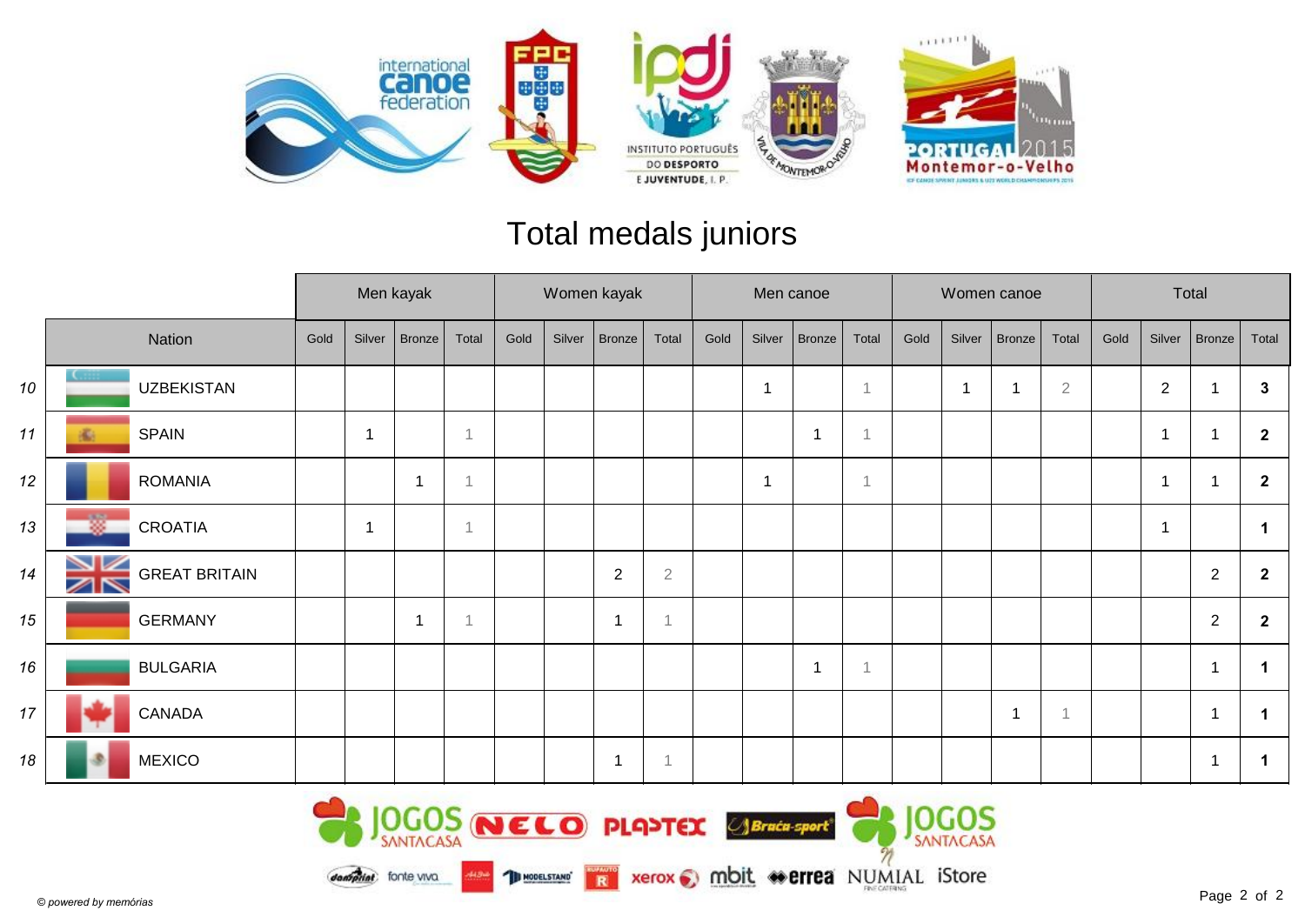# Total medals juniors

| | Nation | Men kayak | | | | Women kayak | | | | Men canoe | | | | Women canoe | | | | Total | | | |
|---|---|---|---|---|---|---|---|---|---|---|---|---|---|---|---|---|---|---|---|---|---|
| | | Gold | Silver | Bronze | Total | Gold | Silver | Bronze | Total | Gold | Silver | Bronze | Total | Gold | Silver | Bronze | Total | Gold | Silver | Bronze | Total |
| 10 | UZBEKISTAN | | | | | | | | | | 1 | | 1 | | 1 | 1 | 2 | | 2 | 1 | **3** |
| 11 | SPAIN | | 1 | | 1 | | | | | | | 1 | 1 | | | | | | 1 | 1 | **2** |
| 12 | ROMANIA | | | 1 | 1 | | | | | | 1 | | 1 | | | | | | 1 | 1 | **2** |
| 13 | CROATIA | | 1 | | 1 | | | | | | | | | | | | | | 1 | | **1** |
| 14 | GREAT BRITAIN | | | | | | | 2 | 2 | | | | | | | | | | | 2 | **2** |
| 15 | GERMANY | | | 1 | 1 | | | 1 | 1 | | | | | | | | | | | 2 | **2** |
| 16 | BULGARIA | | | | | | | | | | | 1 | 1 | | | | | | | 1 | **1** |
| 17 | CANADA | | | | | | | | | | | | | | | 1 | 1 | | | 1 | **1** |
| 18 | MEXICO | | | | | | | 1 | 1 | | | | | | | | | | | 1 | **1** |

*© powered by memórias*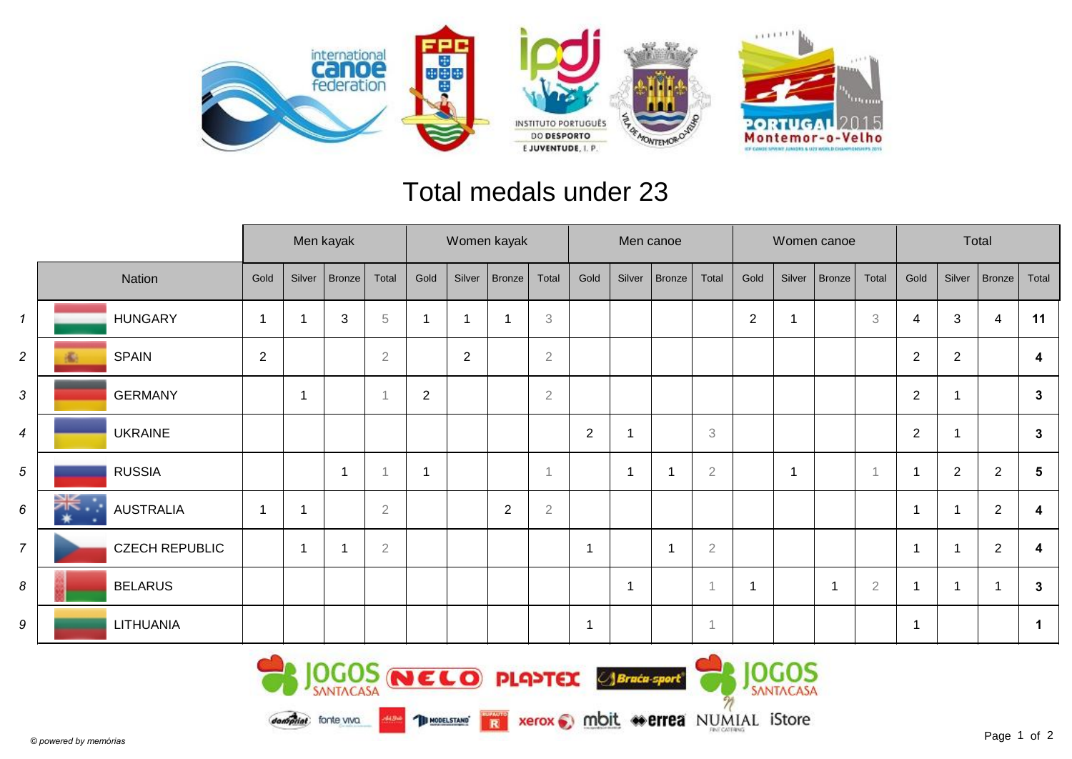# Total medals under 23

| | Nation | Men kayak | | | | Women kayak | | | | Men canoe | | | | Women canoe | | | | Total | | | |
|---|---|---|---|---|---|---|---|---|---|---|---|---|---|---|---|---|---|---|---|---|---|
| | | Gold | Silver | Bronze | Total | Gold | Silver | Bronze | Total | Gold | Silver | Bronze | Total | Gold | Silver | Bronze | Total | Gold | Silver | Bronze | Total |
| 1 | HUNGARY | 1 | 1 | 3 | 5 | 1 | 1 | 1 | 3 | | | | | 2 | 1 | | 3 | 4 | 3 | 4 | **11** |
| 2 | SPAIN | 2 | | | 2 | | 2 | | 2 | | | | | | | | | 2 | 2 | | **4** |
| 3 | GERMANY | | 1 | | 1 | 2 | | | 2 | | | | | | | | | 2 | 1 | | **3** |
| 4 | UKRAINE | | | | | | | | | 2 | 1 | | 3 | | | | | 2 | 1 | | **3** |
| 5 | RUSSIA | | | 1 | 1 | 1 | | | 1 | | 1 | 1 | 2 | | 1 | | 1 | 1 | 2 | 2 | **5** |
| 6 | AUSTRALIA | 1 | 1 | | 2 | | | 2 | 2 | | | | | | | | | 1 | 1 | 2 | **4** |
| 7 | CZECH REPUBLIC | | 1 | 1 | 2 | | | | | 1 | | 1 | 2 | | | | | 1 | 1 | 2 | **4** |
| 8 | BELARUS | | | | | | | | | | 1 | | 1 | 1 | | 1 | 2 | 1 | 1 | 1 | **3** |
| 9 | LITHUANIA | | | | | | | | | 1 | | | 1 | | | | | 1 | | | **1** |

*© powered by memórias*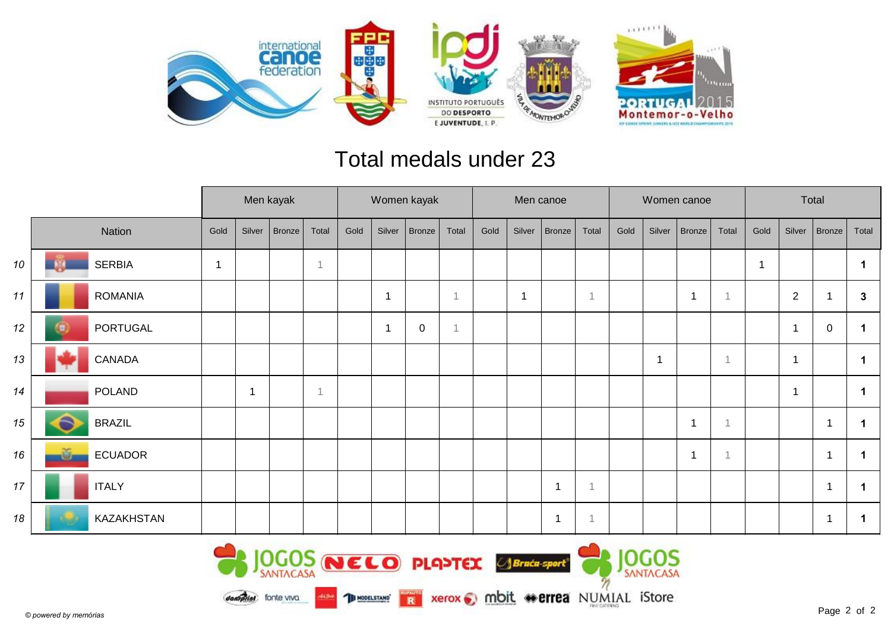# Total medals under 23

| | Nation | Men kayak | | | | Women kayak | | | | Men canoe | | | | Women canoe | | | | Total | | | |
|---|---|---|---|---|---|---|---|---|---|---|---|---|---|---|---|---|---|---|---|---|---|
| | | Gold | Silver | Bronze | Total | Gold | Silver | Bronze | Total | Gold | Silver | Bronze | Total | Gold | Silver | Bronze | Total | Gold | Silver | Bronze | Total |
| 10 | SERBIA | 1 | | | 1 | | | | | | | | | | | | | 1 | | | **1** |
| 11 | ROMANIA | | | | | | 1 | | 1 | | 1 | | 1 | | | 1 | 1 | | 2 | 1 | **3** |
| 12 | PORTUGAL | | | | | | 1 | 0 | 1 | | | | | | | | | | 1 | 0 | **1** |
| 13 | CANADA | | | | | | | | | | | | | | 1 | | 1 | | 1 | | **1** |
| 14 | POLAND | | 1 | | 1 | | | | | | | | | | | | | | 1 | | **1** |
| 15 | BRAZIL | | | | | | | | | | | | | | | 1 | 1 | | | 1 | **1** |
| 16 | ECUADOR | | | | | | | | | | | | | | | 1 | 1 | | | 1 | **1** |
| 17 | ITALY | | | | | | | | | | | 1 | 1 | | | | | | | 1 | **1** |
| 18 | KAZAKHSTAN | | | | | | | | | | | 1 | 1 | | | | | | | 1 | **1** |

*© powered by memórias*